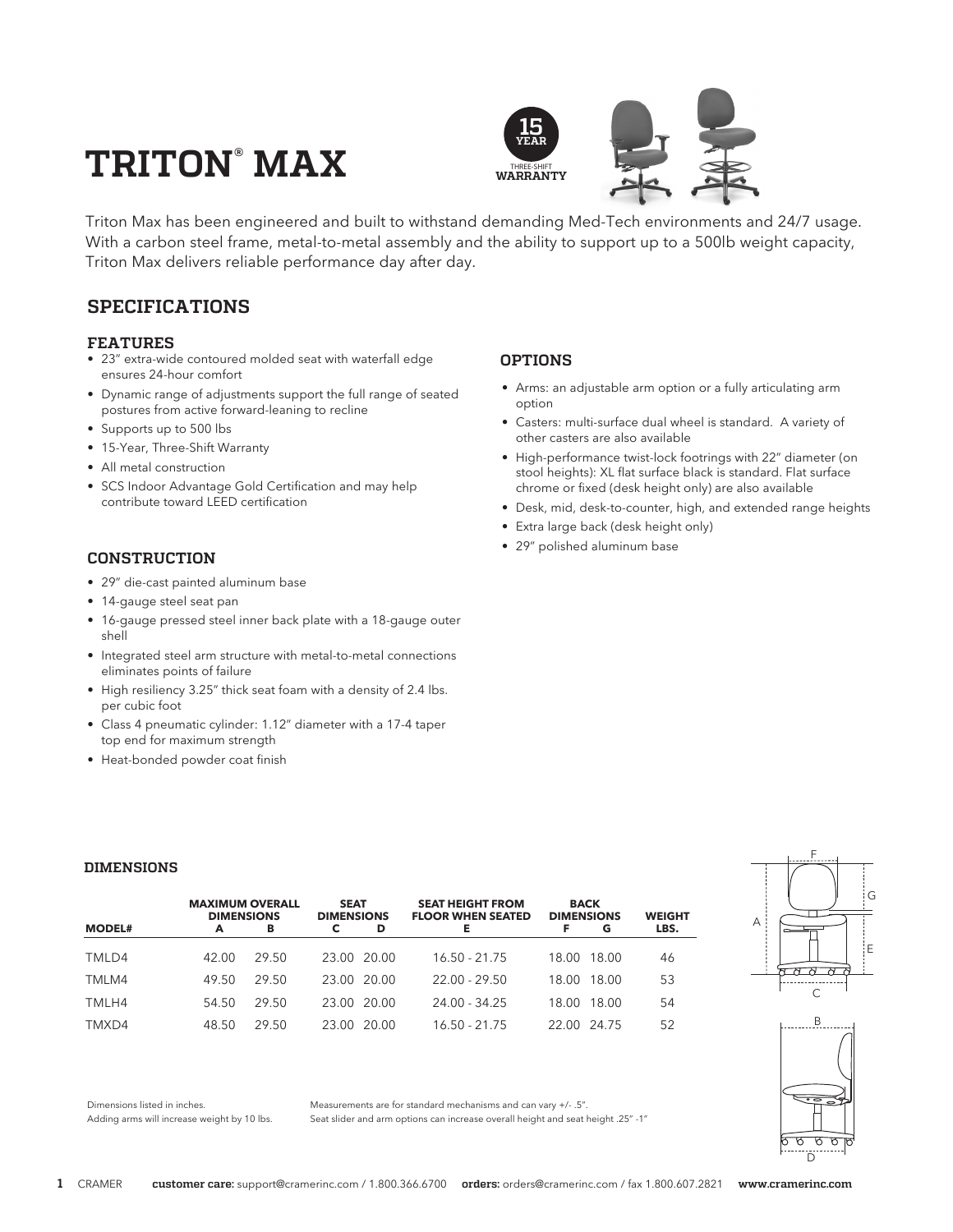# TRITON® MAX

15 YEAR THREE-SHIFT WARRANTY

Triton Max has been engineered and built to withstand demanding Med-Tech environments and 24/7 usage. With a carbon steel frame, metal-to-metal assembly and the ability to support up to a 500lb weight capacity, Triton Max delivers reliable performance day after day.

## SPECIFICATIONS

### FEATURES

- 23" extra-wide contoured molded seat with waterfall edge ensures 24-hour comfort
- Dynamic range of adjustments support the full range of seated postures from active forward-leaning to recline
- Supports up to 500 lbs
- 15-Year, Three-Shift Warranty
- All metal construction
- SCS Indoor Advantage Gold Certification and may help contribute toward LEED certification

### CONSTRUCTION

- 29" die-cast painted aluminum base
- 14-gauge steel seat pan
- 16-gauge pressed steel inner back plate with a 18-gauge outer shell
- Integrated steel arm structure with metal-to-metal connections eliminates points of failure
- High resiliency 3.25" thick seat foam with a density of 2.4 lbs. per cubic foot
- Class 4 pneumatic cylinder: 1.12" diameter with a 17-4 taper top end for maximum strength
- Heat-bonded powder coat finish

### OPTIONS

- Arms: an adjustable arm option or a fully articulating arm option
- Casters: multi-surface dual wheel is standard. A variety of other casters are also available
- High-performance twist-lock footrings with 22" diameter (on stool heights): XL flat surface black is standard. Flat surface chrome or fixed (desk height only) are also available
- Desk, mid, desk-to-counter, high, and extended range heights
- Extra large back (desk height only)
- 29" polished aluminum base

### DIMENSIONS

| MODEL# | MAXIMUM OVERALL DIMENSIONS A | B | SEAT DIMENSIONS C | D | SEAT HEIGHT FROM FLOOR WHEN SEATED E | BACK DIMENSIONS F | G | WEIGHT LBS. |
|---|---|---|---|---|---|---|---|---|
| TMLD4 | 42.00 | 29.50 | 23.00 | 20.00 | 16.50 - 21.75 | 18.00 | 18.00 | 46 |
| TMLM4 | 49.50 | 29.50 | 23.00 | 20.00 | 22.00 - 29.50 | 18.00 | 18.00 | 53 |
| TMLH4 | 54.50 | 29.50 | 23.00 | 20.00 | 24.00 - 34.25 | 18.00 | 18.00 | 54 |
| TMXD4 | 48.50 | 29.50 | 23.00 | 20.00 | 16.50 - 21.75 | 22.00 | 24.75 | 52 |

Dimensions listed in inches.
Adding arms will increase weight by 10 lbs.

Measurements are for standard mechanisms and can vary +/- .5".
Seat slider and arm options can increase overall height and seat height .25" -1"

CRAMER **customer care:** support@cramerinc.com / 1.800.366.6700 **orders:** orders@cramerinc.com / fax 1.800.607.2821 **www.cramerinc.com**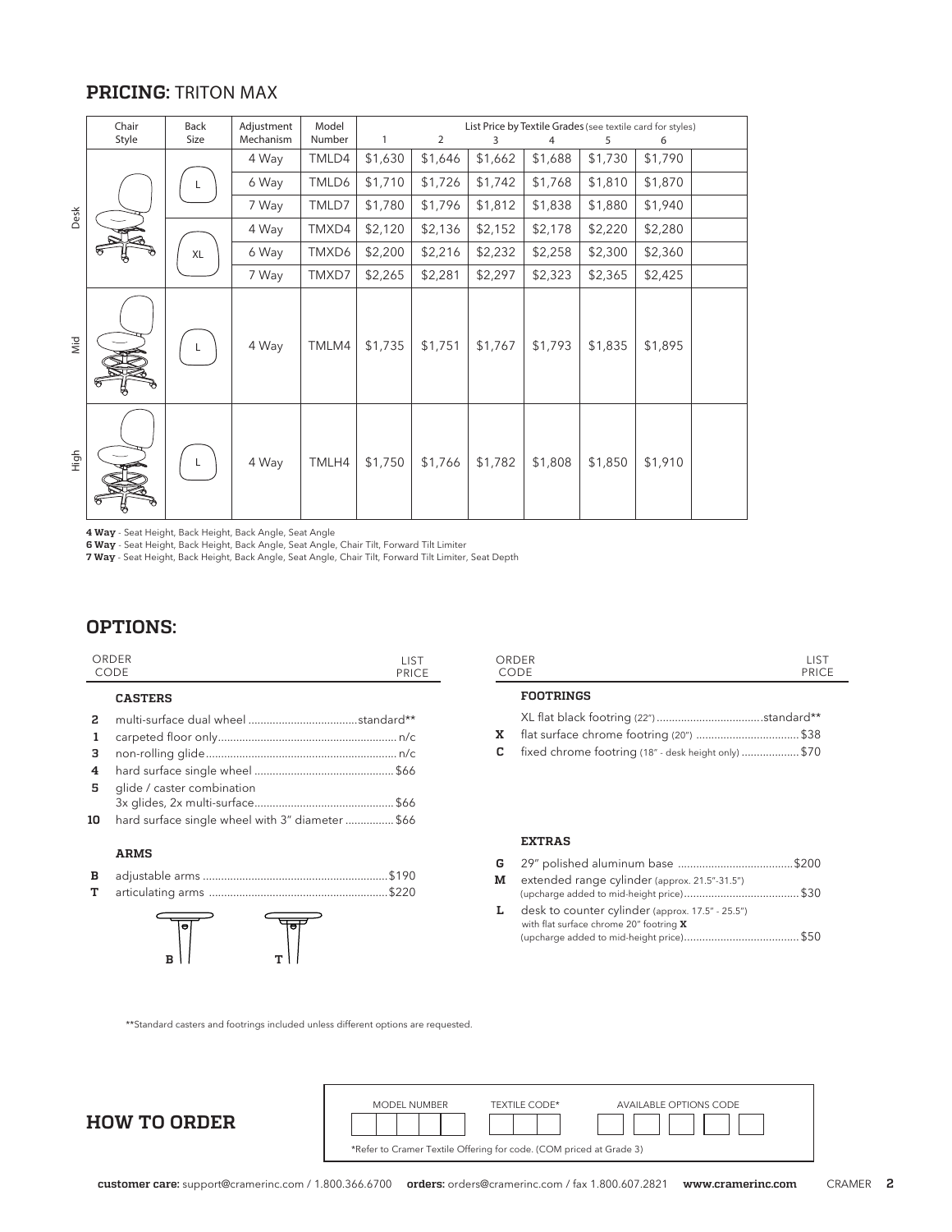## PRICING: TRITON MAX

| | Chair Style | Back Size | Adjustment Mechanism | Model Number | List Price by Textile Grades (see textile card for styles) 1 | 2 | 3 | 4 | 5 | 6 | |
|---|---|---|---|---|---|---|---|---|---|---|---|
| Desk | | L | 4 Way | TMLD4 | $1,630 | $1,646 | $1,662 | $1,688 | $1,730 | $1,790 | |
| | | | 6 Way | TMLD6 | $1,710 | $1,726 | $1,742 | $1,768 | $1,810 | $1,870 | |
| | | | 7 Way | TMLD7 | $1,780 | $1,796 | $1,812 | $1,838 | $1,880 | $1,940 | |
| | | XL | 4 Way | TMXD4 | $2,120 | $2,136 | $2,152 | $2,178 | $2,220 | $2,280 | |
| | | | 6 Way | TMXD6 | $2,200 | $2,216 | $2,232 | $2,258 | $2,300 | $2,360 | |
| | | | 7 Way | TMXD7 | $2,265 | $2,281 | $2,297 | $2,323 | $2,365 | $2,425 | |
| Mid | | L | 4 Way | TMLM4 | $1,735 | $1,751 | $1,767 | $1,793 | $1,835 | $1,895 | |
| High | | L | 4 Way | TMLH4 | $1,750 | $1,766 | $1,782 | $1,808 | $1,850 | $1,910 | |

**4 Way** - Seat Height, Back Height, Back Angle, Seat Angle
**6 Way** - Seat Height, Back Height, Back Angle, Seat Angle, Chair Tilt, Forward Tilt Limiter
**7 Way** - Seat Height, Back Height, Back Angle, Seat Angle, Chair Tilt, Forward Tilt Limiter, Seat Depth

## OPTIONS:

| ORDER CODE | | LIST PRICE |
|---|---|---|
| | **CASTERS** | |
| **2** | multi-surface dual wheel | standard** |
| **1** | carpeted floor only | n/c |
| **3** | non-rolling glide | n/c |
| **4** | hard surface single wheel | $66 |
| **5** | glide / caster combination 3x glides, 2x multi-surface | $66 |
| **10** | hard surface single wheel with 3" diameter | $66 |
| | **ARMS** | |
| **B** | adjustable arms | $190 |
| **T** | articulating arms | $220 |

B T

| ORDER CODE | | LIST PRICE |
|---|---|---|
| | **FOOTRINGS** | |
| | XL flat black footring (22") | standard** |
| **X** | flat surface chrome footring (20") | $38 |
| **C** | fixed chrome footring (18" - desk height only) | $70 |
| | **EXTRAS** | |
| **G** | 29" polished aluminum base | $200 |
| **M** | extended range cylinder (approx. 21.5"-31.5") (upcharge added to mid-height price) | $30 |
| **L** | desk to counter cylinder (approx. 17.5" - 25.5") with flat surface chrome 20" footring **X** (upcharge added to mid-height price) | $50 |

**Standard casters and footrings included unless different options are requested.

## HOW TO ORDER

MODEL NUMBER | TEXTILE CODE* | AVAILABLE OPTIONS CODE

*Refer to Cramer Textile Offering for code. (COM priced at Grade 3)

**customer care:** support@cramerinc.com / 1.800.366.6700 **orders:** orders@cramerinc.com / fax 1.800.607.2821 **www.cramerinc.com**